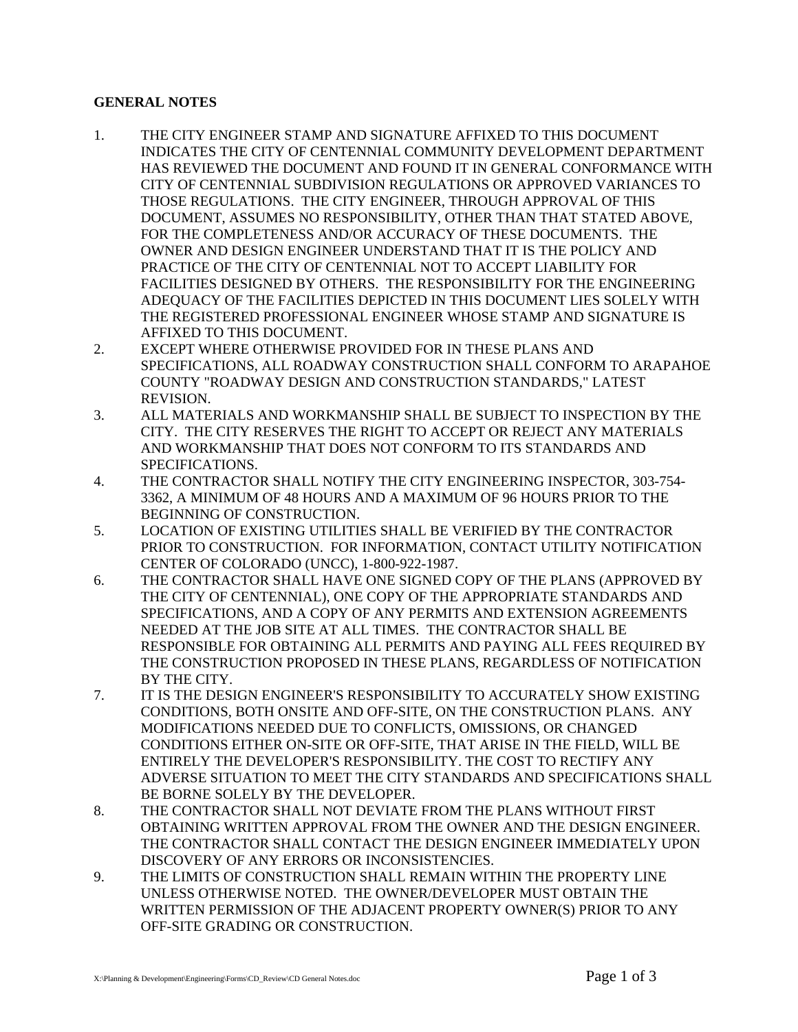**GENERAL NOTES**

1. THE CITY ENGINEER STAMP AND SIGNATURE AFFIXED TO THIS DOCUMENT INDICATES THE CITY OF CENTENNIAL COMMUNITY DEVELOPMENT DEPARTMENT HAS REVIEWED THE DOCUMENT AND FOUND IT IN GENERAL CONFORMANCE WITH CITY OF CENTENNIAL SUBDIVISION REGULATIONS OR APPROVED VARIANCES TO THOSE REGULATIONS. THE CITY ENGINEER, THROUGH APPROVAL OF THIS DOCUMENT, ASSUMES NO RESPONSIBILITY, OTHER THAN THAT STATED ABOVE, FOR THE COMPLETENESS AND/OR ACCURACY OF THESE DOCUMENTS. THE OWNER AND DESIGN ENGINEER UNDERSTAND THAT IT IS THE POLICY AND PRACTICE OF THE CITY OF CENTENNIAL NOT TO ACCEPT LIABILITY FOR FACILITIES DESIGNED BY OTHERS. THE RESPONSIBILITY FOR THE ENGINEERING ADEQUACY OF THE FACILITIES DEPICTED IN THIS DOCUMENT LIES SOLELY WITH THE REGISTERED PROFESSIONAL ENGINEER WHOSE STAMP AND SIGNATURE IS AFFIXED TO THIS DOCUMENT.
2. EXCEPT WHERE OTHERWISE PROVIDED FOR IN THESE PLANS AND SPECIFICATIONS, ALL ROADWAY CONSTRUCTION SHALL CONFORM TO ARAPAHOE COUNTY "ROADWAY DESIGN AND CONSTRUCTION STANDARDS," LATEST REVISION.
3. ALL MATERIALS AND WORKMANSHIP SHALL BE SUBJECT TO INSPECTION BY THE CITY. THE CITY RESERVES THE RIGHT TO ACCEPT OR REJECT ANY MATERIALS AND WORKMANSHIP THAT DOES NOT CONFORM TO ITS STANDARDS AND SPECIFICATIONS.
4. THE CONTRACTOR SHALL NOTIFY THE CITY ENGINEERING INSPECTOR, 303-754-3362, A MINIMUM OF 48 HOURS AND A MAXIMUM OF 96 HOURS PRIOR TO THE BEGINNING OF CONSTRUCTION.
5. LOCATION OF EXISTING UTILITIES SHALL BE VERIFIED BY THE CONTRACTOR PRIOR TO CONSTRUCTION. FOR INFORMATION, CONTACT UTILITY NOTIFICATION CENTER OF COLORADO (UNCC), 1-800-922-1987.
6. THE CONTRACTOR SHALL HAVE ONE SIGNED COPY OF THE PLANS (APPROVED BY THE CITY OF CENTENNIAL), ONE COPY OF THE APPROPRIATE STANDARDS AND SPECIFICATIONS, AND A COPY OF ANY PERMITS AND EXTENSION AGREEMENTS NEEDED AT THE JOB SITE AT ALL TIMES. THE CONTRACTOR SHALL BE RESPONSIBLE FOR OBTAINING ALL PERMITS AND PAYING ALL FEES REQUIRED BY THE CONSTRUCTION PROPOSED IN THESE PLANS, REGARDLESS OF NOTIFICATION BY THE CITY.
7. IT IS THE DESIGN ENGINEER'S RESPONSIBILITY TO ACCURATELY SHOW EXISTING CONDITIONS, BOTH ONSITE AND OFF-SITE, ON THE CONSTRUCTION PLANS. ANY MODIFICATIONS NEEDED DUE TO CONFLICTS, OMISSIONS, OR CHANGED CONDITIONS EITHER ON-SITE OR OFF-SITE, THAT ARISE IN THE FIELD, WILL BE ENTIRELY THE DEVELOPER'S RESPONSIBILITY. THE COST TO RECTIFY ANY ADVERSE SITUATION TO MEET THE CITY STANDARDS AND SPECIFICATIONS SHALL BE BORNE SOLELY BY THE DEVELOPER.
8. THE CONTRACTOR SHALL NOT DEVIATE FROM THE PLANS WITHOUT FIRST OBTAINING WRITTEN APPROVAL FROM THE OWNER AND THE DESIGN ENGINEER. THE CONTRACTOR SHALL CONTACT THE DESIGN ENGINEER IMMEDIATELY UPON DISCOVERY OF ANY ERRORS OR INCONSISTENCIES.
9. THE LIMITS OF CONSTRUCTION SHALL REMAIN WITHIN THE PROPERTY LINE UNLESS OTHERWISE NOTED. THE OWNER/DEVELOPER MUST OBTAIN THE WRITTEN PERMISSION OF THE ADJACENT PROPERTY OWNER(S) PRIOR TO ANY OFF-SITE GRADING OR CONSTRUCTION.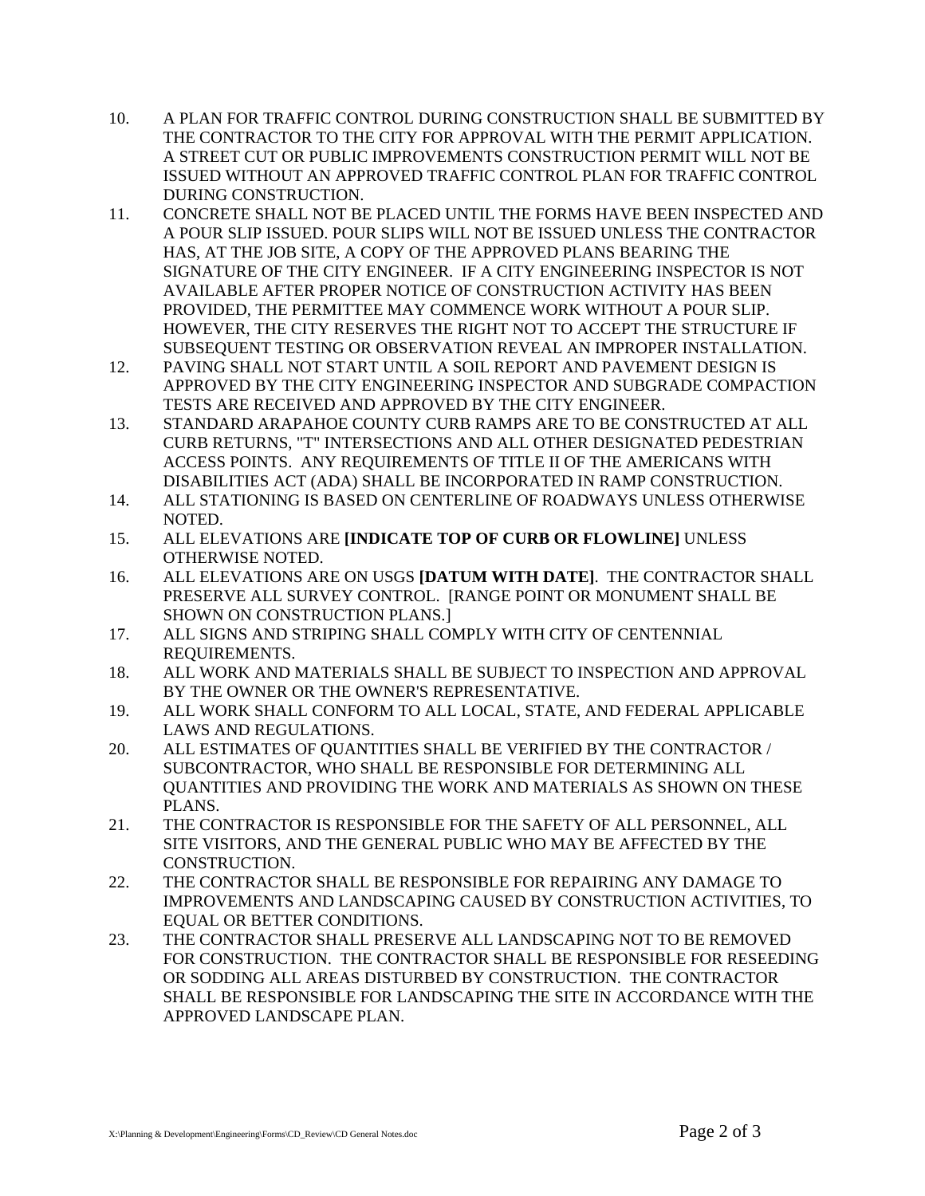10. A PLAN FOR TRAFFIC CONTROL DURING CONSTRUCTION SHALL BE SUBMITTED BY THE CONTRACTOR TO THE CITY FOR APPROVAL WITH THE PERMIT APPLICATION. A STREET CUT OR PUBLIC IMPROVEMENTS CONSTRUCTION PERMIT WILL NOT BE ISSUED WITHOUT AN APPROVED TRAFFIC CONTROL PLAN FOR TRAFFIC CONTROL DURING CONSTRUCTION.
11. CONCRETE SHALL NOT BE PLACED UNTIL THE FORMS HAVE BEEN INSPECTED AND A POUR SLIP ISSUED. POUR SLIPS WILL NOT BE ISSUED UNLESS THE CONTRACTOR HAS, AT THE JOB SITE, A COPY OF THE APPROVED PLANS BEARING THE SIGNATURE OF THE CITY ENGINEER. IF A CITY ENGINEERING INSPECTOR IS NOT AVAILABLE AFTER PROPER NOTICE OF CONSTRUCTION ACTIVITY HAS BEEN PROVIDED, THE PERMITTEE MAY COMMENCE WORK WITHOUT A POUR SLIP. HOWEVER, THE CITY RESERVES THE RIGHT NOT TO ACCEPT THE STRUCTURE IF SUBSEQUENT TESTING OR OBSERVATION REVEAL AN IMPROPER INSTALLATION.
12. PAVING SHALL NOT START UNTIL A SOIL REPORT AND PAVEMENT DESIGN IS APPROVED BY THE CITY ENGINEERING INSPECTOR AND SUBGRADE COMPACTION TESTS ARE RECEIVED AND APPROVED BY THE CITY ENGINEER.
13. STANDARD ARAPAHOE COUNTY CURB RAMPS ARE TO BE CONSTRUCTED AT ALL CURB RETURNS, "T" INTERSECTIONS AND ALL OTHER DESIGNATED PEDESTRIAN ACCESS POINTS. ANY REQUIREMENTS OF TITLE II OF THE AMERICANS WITH DISABILITIES ACT (ADA) SHALL BE INCORPORATED IN RAMP CONSTRUCTION.
14. ALL STATIONING IS BASED ON CENTERLINE OF ROADWAYS UNLESS OTHERWISE NOTED.
15. ALL ELEVATIONS ARE **[INDICATE TOP OF CURB OR FLOWLINE]** UNLESS OTHERWISE NOTED.
16. ALL ELEVATIONS ARE ON USGS **[DATUM WITH DATE]**. THE CONTRACTOR SHALL PRESERVE ALL SURVEY CONTROL. [RANGE POINT OR MONUMENT SHALL BE SHOWN ON CONSTRUCTION PLANS.]
17. ALL SIGNS AND STRIPING SHALL COMPLY WITH CITY OF CENTENNIAL REQUIREMENTS.
18. ALL WORK AND MATERIALS SHALL BE SUBJECT TO INSPECTION AND APPROVAL BY THE OWNER OR THE OWNER'S REPRESENTATIVE.
19. ALL WORK SHALL CONFORM TO ALL LOCAL, STATE, AND FEDERAL APPLICABLE LAWS AND REGULATIONS.
20. ALL ESTIMATES OF QUANTITIES SHALL BE VERIFIED BY THE CONTRACTOR / SUBCONTRACTOR, WHO SHALL BE RESPONSIBLE FOR DETERMINING ALL QUANTITIES AND PROVIDING THE WORK AND MATERIALS AS SHOWN ON THESE PLANS.
21. THE CONTRACTOR IS RESPONSIBLE FOR THE SAFETY OF ALL PERSONNEL, ALL SITE VISITORS, AND THE GENERAL PUBLIC WHO MAY BE AFFECTED BY THE CONSTRUCTION.
22. THE CONTRACTOR SHALL BE RESPONSIBLE FOR REPAIRING ANY DAMAGE TO IMPROVEMENTS AND LANDSCAPING CAUSED BY CONSTRUCTION ACTIVITIES, TO EQUAL OR BETTER CONDITIONS.
23. THE CONTRACTOR SHALL PRESERVE ALL LANDSCAPING NOT TO BE REMOVED FOR CONSTRUCTION. THE CONTRACTOR SHALL BE RESPONSIBLE FOR RESEEDING OR SODDING ALL AREAS DISTURBED BY CONSTRUCTION. THE CONTRACTOR SHALL BE RESPONSIBLE FOR LANDSCAPING THE SITE IN ACCORDANCE WITH THE APPROVED LANDSCAPE PLAN.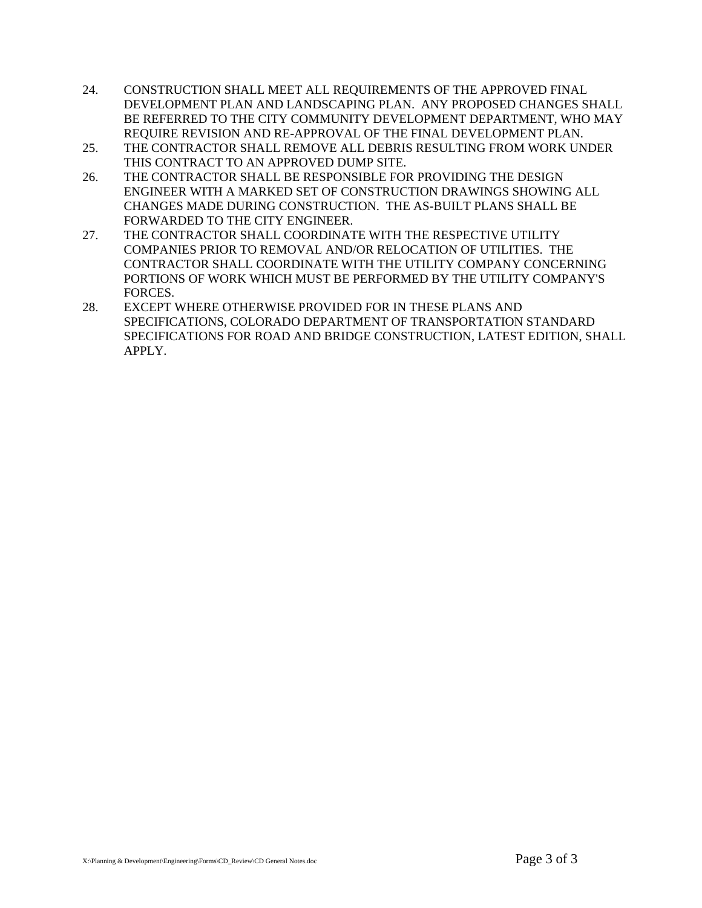24. CONSTRUCTION SHALL MEET ALL REQUIREMENTS OF THE APPROVED FINAL DEVELOPMENT PLAN AND LANDSCAPING PLAN. ANY PROPOSED CHANGES SHALL BE REFERRED TO THE CITY COMMUNITY DEVELOPMENT DEPARTMENT, WHO MAY REQUIRE REVISION AND RE-APPROVAL OF THE FINAL DEVELOPMENT PLAN.
25. THE CONTRACTOR SHALL REMOVE ALL DEBRIS RESULTING FROM WORK UNDER THIS CONTRACT TO AN APPROVED DUMP SITE.
26. THE CONTRACTOR SHALL BE RESPONSIBLE FOR PROVIDING THE DESIGN ENGINEER WITH A MARKED SET OF CONSTRUCTION DRAWINGS SHOWING ALL CHANGES MADE DURING CONSTRUCTION. THE AS-BUILT PLANS SHALL BE FORWARDED TO THE CITY ENGINEER.
27. THE CONTRACTOR SHALL COORDINATE WITH THE RESPECTIVE UTILITY COMPANIES PRIOR TO REMOVAL AND/OR RELOCATION OF UTILITIES. THE CONTRACTOR SHALL COORDINATE WITH THE UTILITY COMPANY CONCERNING PORTIONS OF WORK WHICH MUST BE PERFORMED BY THE UTILITY COMPANY'S FORCES.
28. EXCEPT WHERE OTHERWISE PROVIDED FOR IN THESE PLANS AND SPECIFICATIONS, COLORADO DEPARTMENT OF TRANSPORTATION STANDARD SPECIFICATIONS FOR ROAD AND BRIDGE CONSTRUCTION, LATEST EDITION, SHALL APPLY.